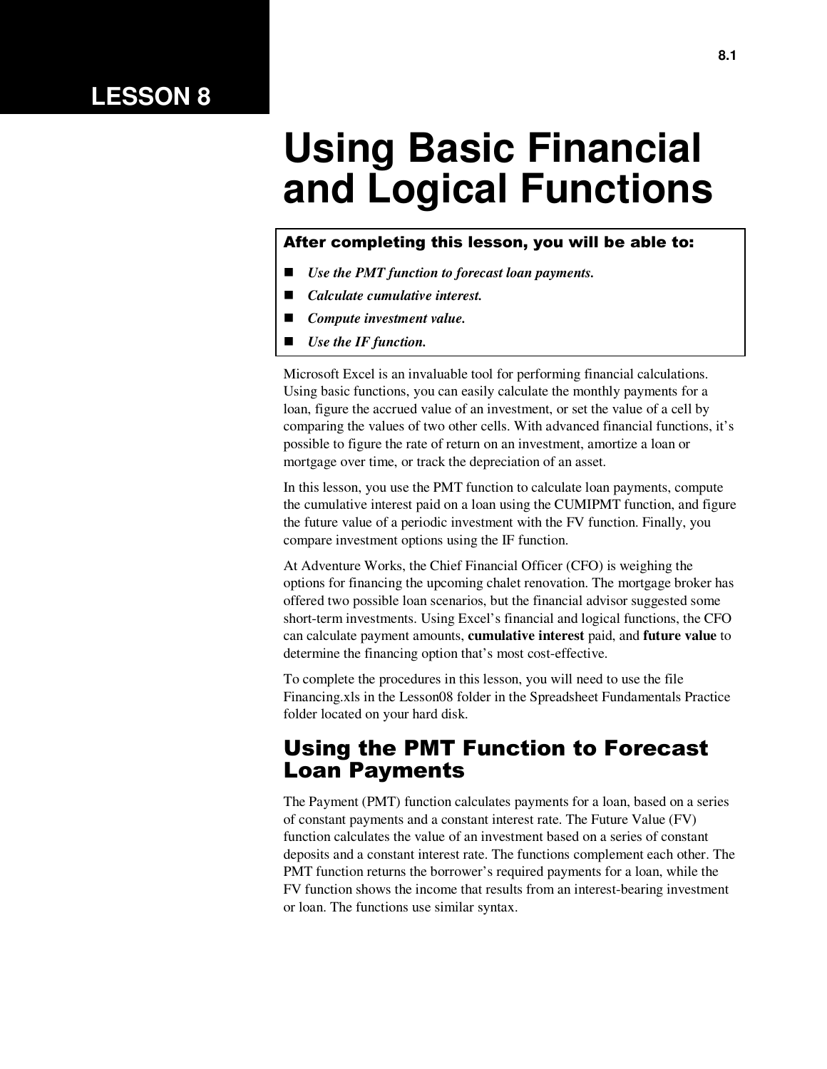# LESSON 8

# Using Basic Financial and Logical Functions

**After completing this lesson, you will be able to:**

- *Use the PMT function to forecast loan payments.*
- *Calculate cumulative interest.*
- *Compute investment value.*
- *Use the IF function.*

Microsoft Excel is an invaluable tool for performing financial calculations. Using basic functions, you can easily calculate the monthly payments for a loan, figure the accrued value of an investment, or set the value of a cell by comparing the values of two other cells. With advanced financial functions, it's possible to figure the rate of return on an investment, amortize a loan or mortgage over time, or track the depreciation of an asset.

In this lesson, you use the PMT function to calculate loan payments, compute the cumulative interest paid on a loan using the CUMIPMT function, and figure the future value of a periodic investment with the FV function. Finally, you compare investment options using the IF function.

At Adventure Works, the Chief Financial Officer (CFO) is weighing the options for financing the upcoming chalet renovation. The mortgage broker has offered two possible loan scenarios, but the financial advisor suggested some short-term investments. Using Excel's financial and logical functions, the CFO can calculate payment amounts, **cumulative interest** paid, and **future value** to determine the financing option that's most cost-effective.

To complete the procedures in this lesson, you will need to use the file Financing.xls in the Lesson08 folder in the Spreadsheet Fundamentals Practice folder located on your hard disk.

## Using the PMT Function to Forecast Loan Payments

The Payment (PMT) function calculates payments for a loan, based on a series of constant payments and a constant interest rate. The Future Value (FV) function calculates the value of an investment based on a series of constant deposits and a constant interest rate. The functions complement each other. The PMT function returns the borrower's required payments for a loan, while the FV function shows the income that results from an interest-bearing investment or loan. The functions use similar syntax.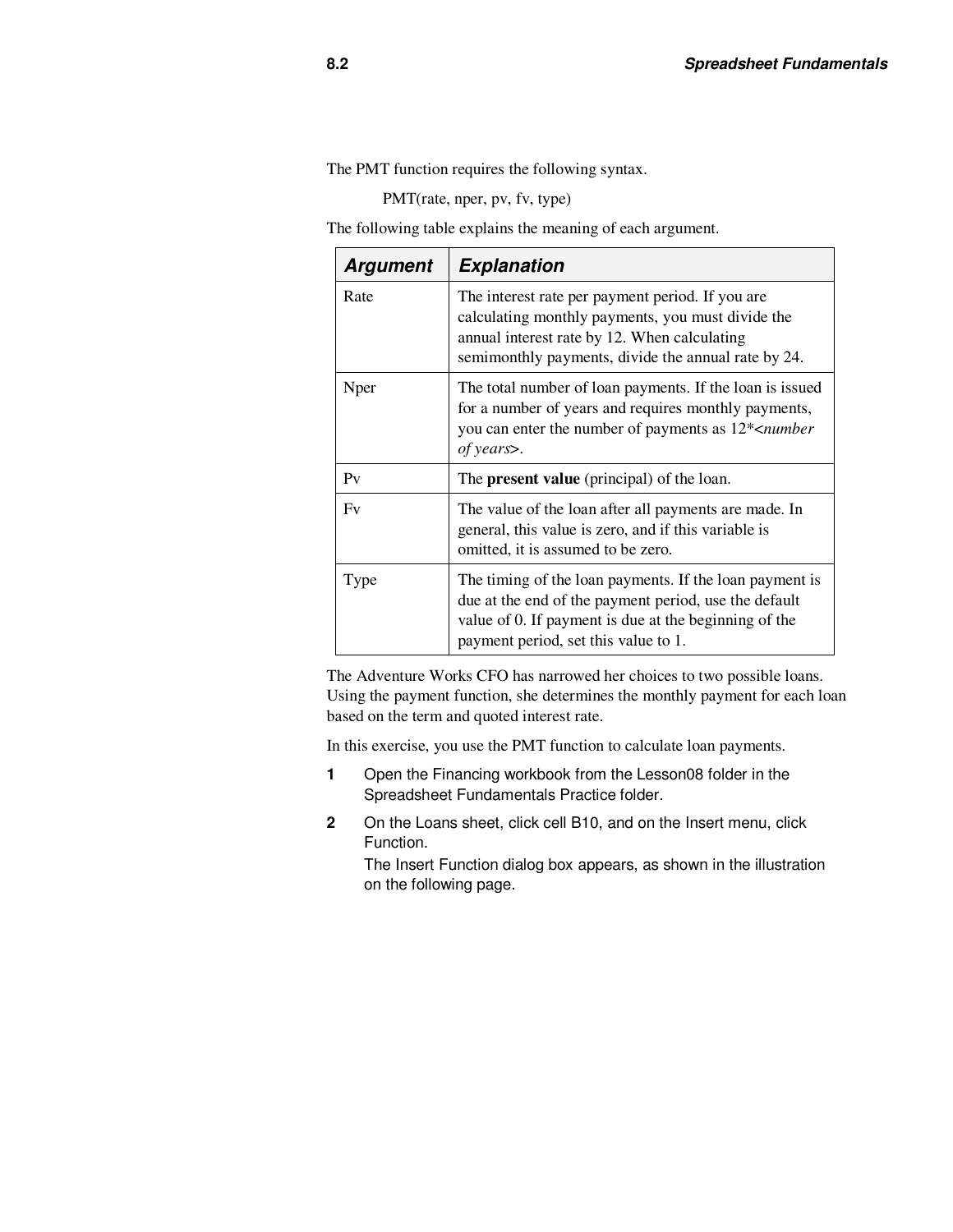The PMT function requires the following syntax.

PMT(rate, nper, pv, fv, type)

The following table explains the meaning of each argument.

| ***Argument*** | ***Explanation*** |
| --- | --- |
| Rate | The interest rate per payment period. If you are calculating monthly payments, you must divide the annual interest rate by 12. When calculating semimonthly payments, divide the annual rate by 24. |
| Nper | The total number of loan payments. If the loan is issued for a number of years and requires monthly payments, you can enter the number of payments as 12*<*number of years*>. |
| Pv | The **present value** (principal) of the loan. |
| Fv | The value of the loan after all payments are made. In general, this value is zero, and if this variable is omitted, it is assumed to be zero. |
| Type | The timing of the loan payments. If the loan payment is due at the end of the payment period, use the default value of 0. If payment is due at the beginning of the payment period, set this value to 1. |

The Adventure Works CFO has narrowed her choices to two possible loans. Using the payment function, she determines the monthly payment for each loan based on the term and quoted interest rate.

In this exercise, you use the PMT function to calculate loan payments.

1. Open the Financing workbook from the Lesson08 folder in the Spreadsheet Fundamentals Practice folder.
2. On the Loans sheet, click cell B10, and on the Insert menu, click Function.

   The Insert Function dialog box appears, as shown in the illustration on the following page.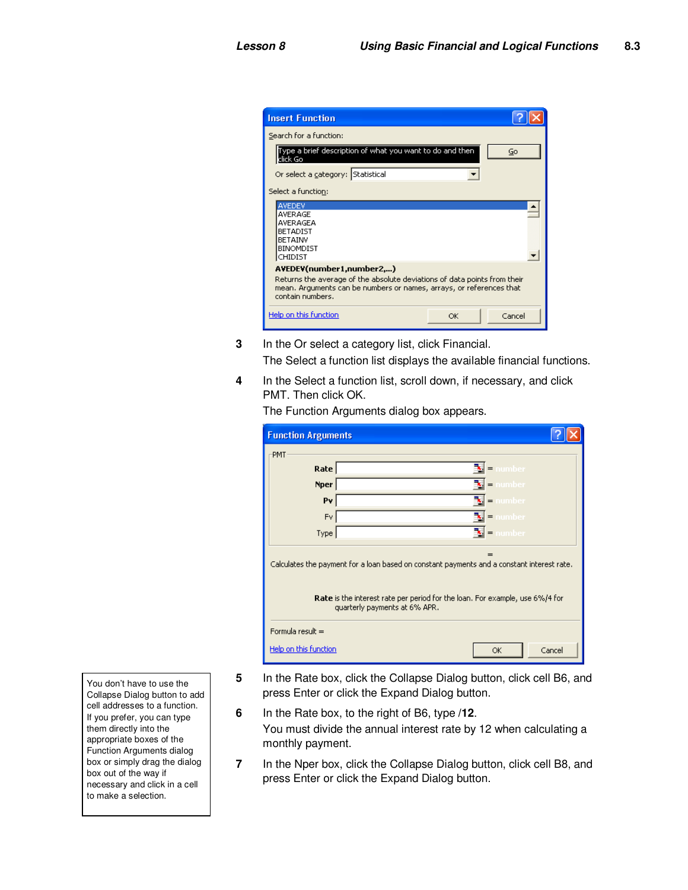3 In the Or select a category list, click Financial.

The Select a function list displays the available financial functions.

4 In the Select a function list, scroll down, if necessary, and click PMT. Then click OK.

The Function Arguments dialog box appears.

5 In the Rate box, click the Collapse Dialog button, click cell B6, and press Enter or click the Expand Dialog button.

6 In the Rate box, to the right of B6, type /**12**.

You must divide the annual interest rate by 12 when calculating a monthly payment.

7 In the Nper box, click the Collapse Dialog button, click cell B8, and press Enter or click the Expand Dialog button.

You don't have to use the Collapse Dialog button to add cell addresses to a function. If you prefer, you can type them directly into the appropriate boxes of the Function Arguments dialog box or simply drag the dialog box out of the way if necessary and click in a cell to make a selection.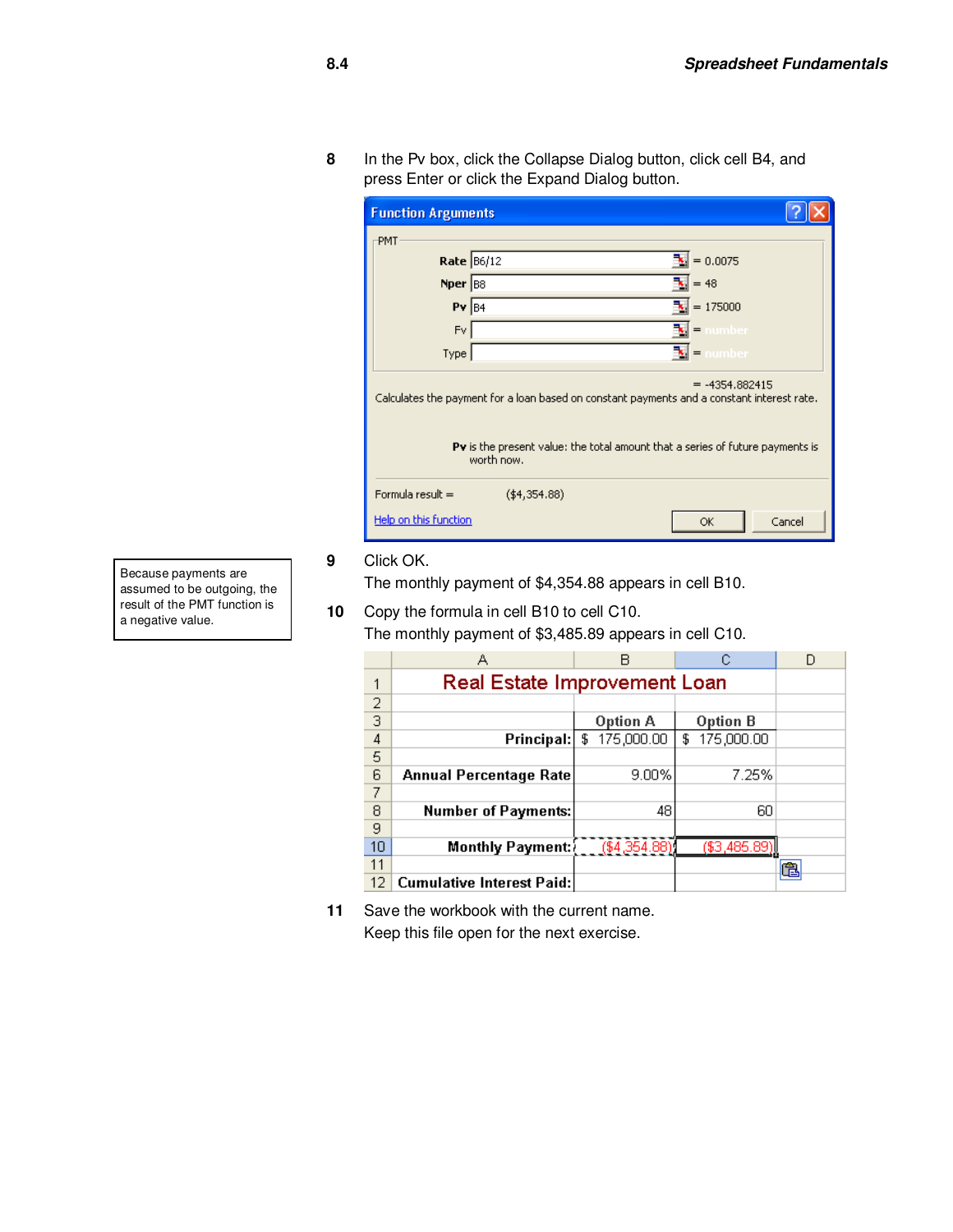8 In the Pv box, click the Collapse Dialog button, click cell B4, and press Enter or click the Expand Dialog button.

**Function Arguments**

PMT

| | | |
|---|---|---|
| **Rate** | B6/12 | = 0.0075 |
| **Nper** | B8 | = 48 |
| **Pv** | B4 | = 175000 |
| Fv | | = number |
| Type | | = number |

= -4354.882415

Calculates the payment for a loan based on constant payments and a constant interest rate.

**Pv** is the present value: the total amount that a series of future payments is worth now.

Formula result = ($4,354.88)

Help on this function

OK Cancel

Because payments are assumed to be outgoing, the result of the PMT function is a negative value.

9 Click OK.

The monthly payment of $4,354.88 appears in cell B10.

10 Copy the formula in cell B10 to cell C10.

The monthly payment of $3,485.89 appears in cell C10.

| | A | B | C | D |
|---|---|---|---|---|
| 1 | Real Estate Improvement Loan | | | |
| 2 | | | | |
| 3 | | Option A | Option B | |
| 4 | Principal: | $ 175,000.00 | $ 175,000.00 | |
| 5 | | | | |
| 6 | Annual Percentage Rate | 9.00% | 7.25% | |
| 7 | | | | |
| 8 | Number of Payments: | 48 | 60 | |
| 9 | | | | |
| 10 | Monthly Payment: | ($4,354.88) | ($3,485.89) | |
| 11 | | | | |
| 12 | Cumulative Interest Paid: | | | |

11 Save the workbook with the current name.

Keep this file open for the next exercise.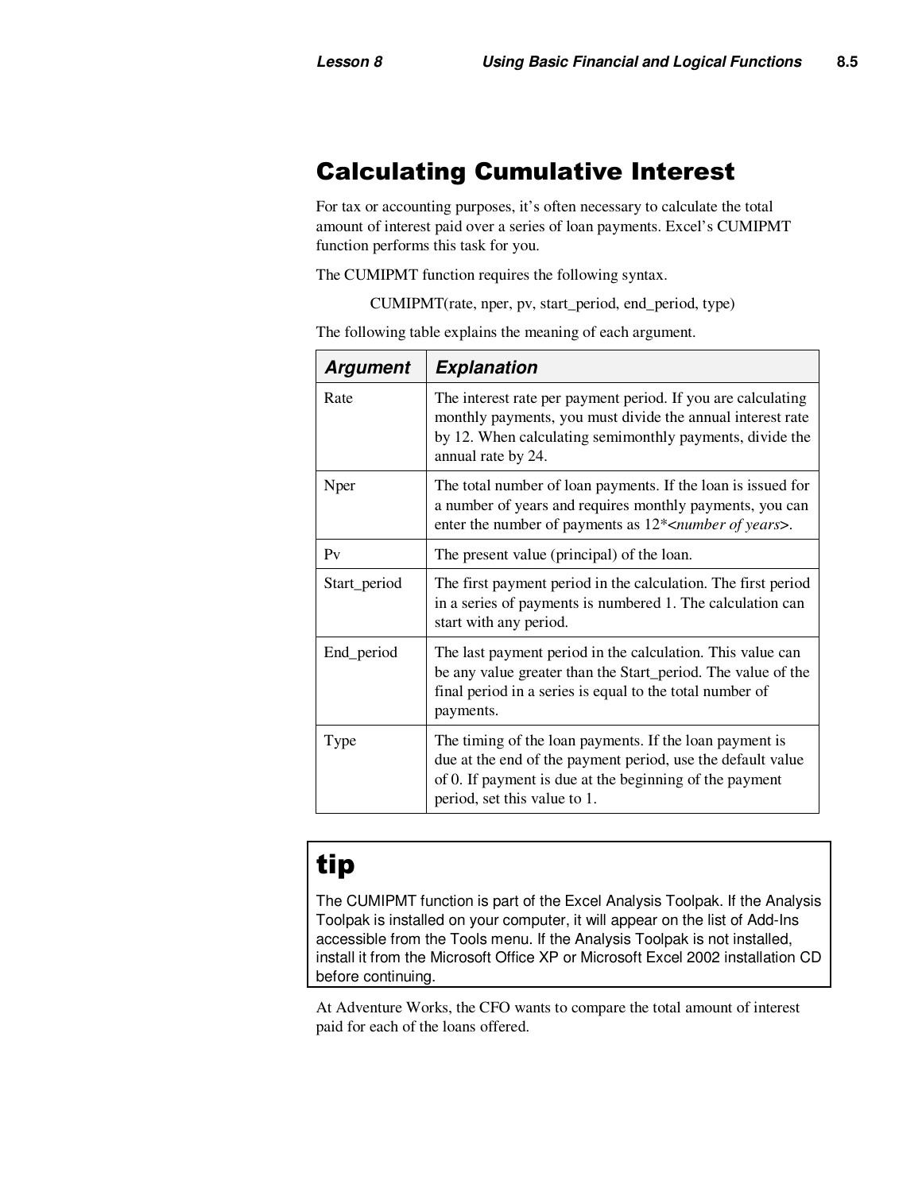## Calculating Cumulative Interest

For tax or accounting purposes, it's often necessary to calculate the total amount of interest paid over a series of loan payments. Excel's CUMIPMT function performs this task for you.

The CUMIPMT function requires the following syntax.

CUMIPMT(rate, nper, pv, start_period, end_period, type)

The following table explains the meaning of each argument.

| Argument | Explanation |
| --- | --- |
| Rate | The interest rate per payment period. If you are calculating monthly payments, you must divide the annual interest rate by 12. When calculating semimonthly payments, divide the annual rate by 24. |
| Nper | The total number of loan payments. If the loan is issued for a number of years and requires monthly payments, you can enter the number of payments as 12*<*number of years*>. |
| Pv | The present value (principal) of the loan. |
| Start_period | The first payment period in the calculation. The first period in a series of payments is numbered 1. The calculation can start with any period. |
| End_period | The last payment period in the calculation. This value can be any value greater than the Start_period. The value of the final period in a series is equal to the total number of payments. |
| Type | The timing of the loan payments. If the loan payment is due at the end of the payment period, use the default value of 0. If payment is due at the beginning of the payment period, set this value to 1. |

> **tip**
>
> The CUMIPMT function is part of the Excel Analysis Toolpak. If the Analysis Toolpak is installed on your computer, it will appear on the list of Add-Ins accessible from the Tools menu. If the Analysis Toolpak is not installed, install it from the Microsoft Office XP or Microsoft Excel 2002 installation CD before continuing.

At Adventure Works, the CFO wants to compare the total amount of interest paid for each of the loans offered.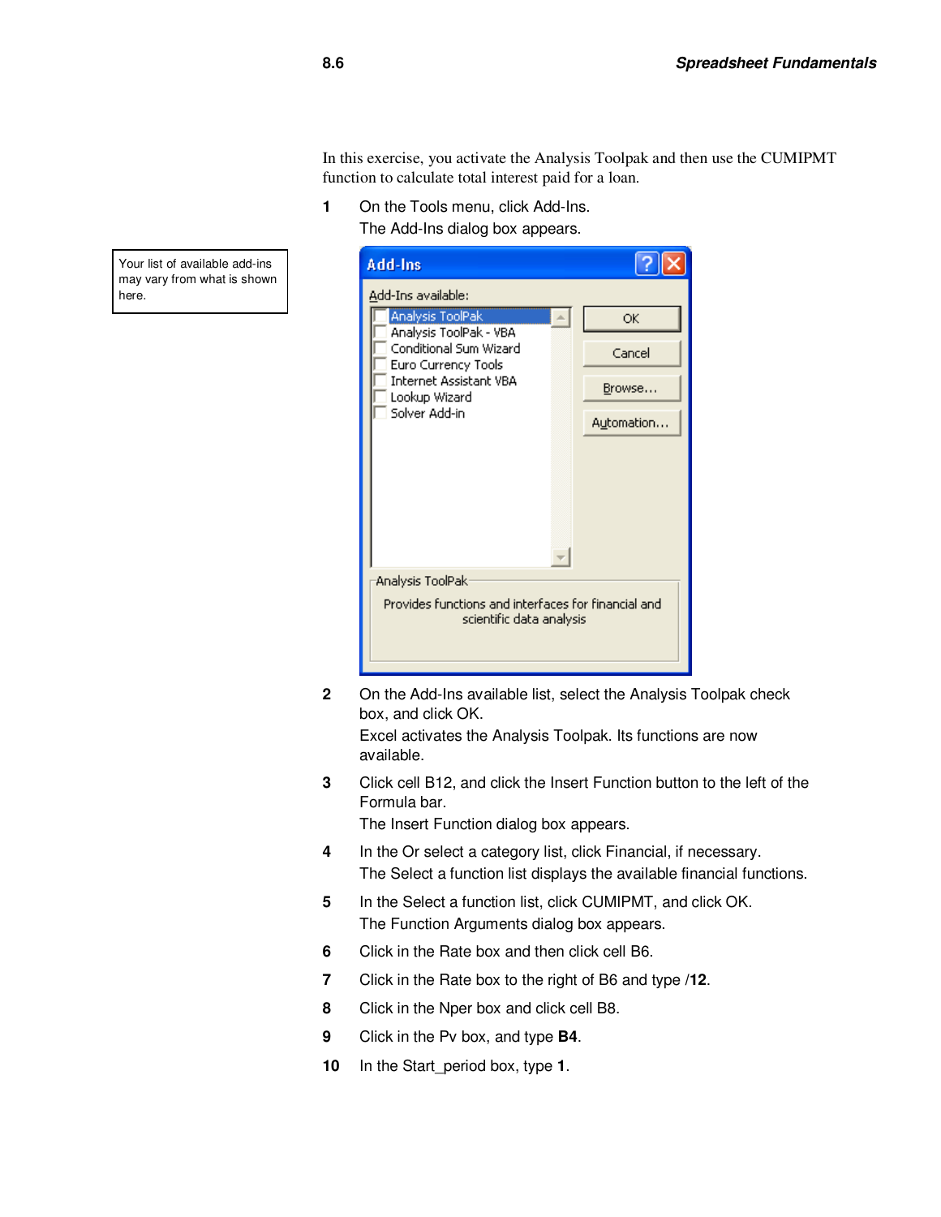In this exercise, you activate the Analysis Toolpak and then use the CUMIPMT function to calculate total interest paid for a loan.

> Your list of available add-ins may vary from what is shown here.

1. On the Tools menu, click Add-Ins.
   The Add-Ins dialog box appears.

2. On the Add-Ins available list, select the Analysis Toolpak check box, and click OK.
   Excel activates the Analysis Toolpak. Its functions are now available.

3. Click cell B12, and click the Insert Function button to the left of the Formula bar.
   The Insert Function dialog box appears.

4. In the Or select a category list, click Financial, if necessary.
   The Select a function list displays the available financial functions.

5. In the Select a function list, click CUMIPMT, and click OK.
   The Function Arguments dialog box appears.

6. Click in the Rate box and then click cell B6.

7. Click in the Rate box to the right of B6 and type **/12**.

8. Click in the Nper box and click cell B8.

9. Click in the Pv box, and type **B4**.

10. In the Start_period box, type **1**.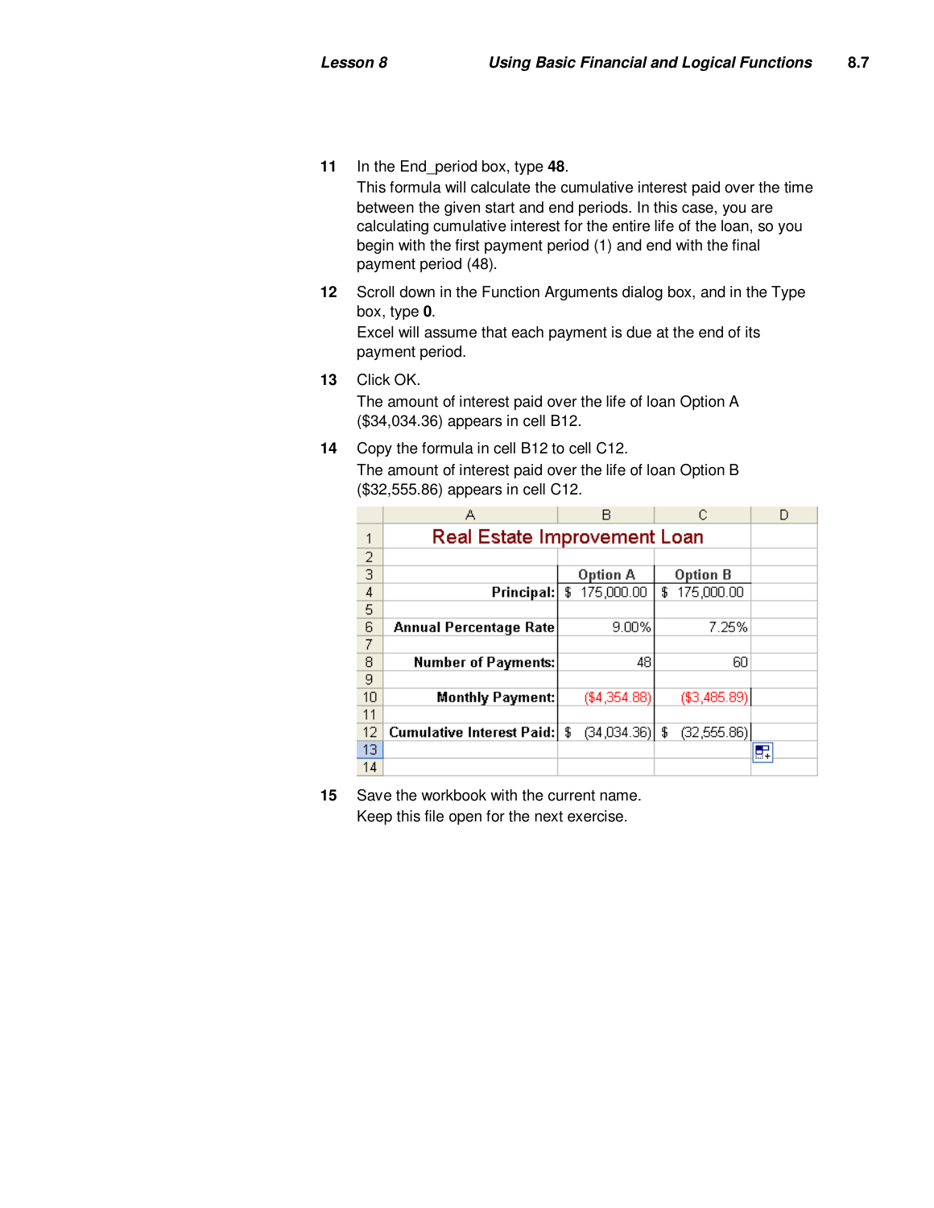11 In the End_period box, type **48**.
This formula will calculate the cumulative interest paid over the time between the given start and end periods. In this case, you are calculating cumulative interest for the entire life of the loan, so you begin with the first payment period (1) and end with the final payment period (48).

12 Scroll down in the Function Arguments dialog box, and in the Type box, type **0**.
Excel will assume that each payment is due at the end of its payment period.

13 Click OK.
The amount of interest paid over the life of loan Option A ($34,034.36) appears in cell B12.

14 Copy the formula in cell B12 to cell C12.
The amount of interest paid over the life of loan Option B ($32,555.86) appears in cell C12.

| | A | B | C | D |
|---|---|---|---|---|
| 1 | Real Estate Improvement Loan | | | |
| 2 | | | | |
| 3 | | Option A | Option B | |
| 4 | Principal: | $ 175,000.00 | $ 175,000.00 | |
| 5 | | | | |
| 6 | Annual Percentage Rate | 9.00% | 7.25% | |
| 7 | | | | |
| 8 | Number of Payments: | 48 | 60 | |
| 9 | | | | |
| 10 | Monthly Payment: | ($4,354.88) | ($3,485.89) | |
| 11 | | | | |
| 12 | Cumulative Interest Paid: | $ (34,034.36) | $ (32,555.86) | |
| 13 | | | | |
| 14 | | | | |

15 Save the workbook with the current name.
Keep this file open for the next exercise.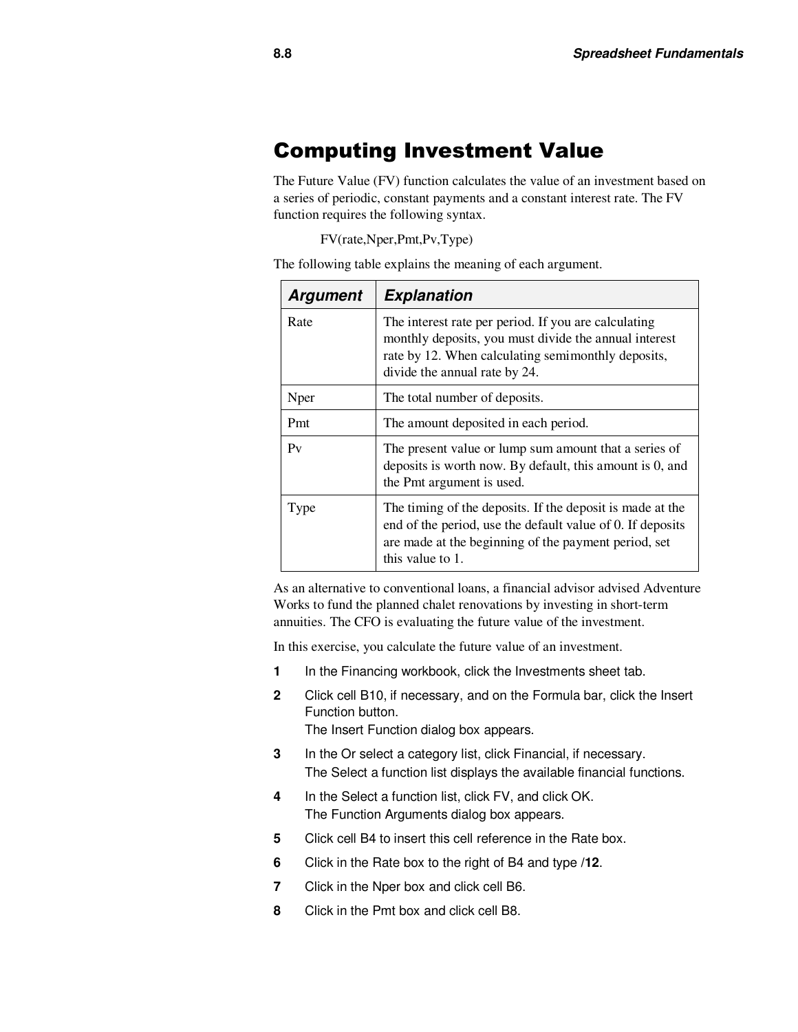# Computing Investment Value

The Future Value (FV) function calculates the value of an investment based on a series of periodic, constant payments and a constant interest rate. The FV function requires the following syntax.

FV(rate,Nper,Pmt,Pv,Type)

The following table explains the meaning of each argument.

| Argument | Explanation |
|---|---|
| Rate | The interest rate per period. If you are calculating monthly deposits, you must divide the annual interest rate by 12. When calculating semimonthly deposits, divide the annual rate by 24. |
| Nper | The total number of deposits. |
| Pmt | The amount deposited in each period. |
| Pv | The present value or lump sum amount that a series of deposits is worth now. By default, this amount is 0, and the Pmt argument is used. |
| Type | The timing of the deposits. If the deposit is made at the end of the period, use the default value of 0. If deposits are made at the beginning of the payment period, set this value to 1. |

As an alternative to conventional loans, a financial advisor advised Adventure Works to fund the planned chalet renovations by investing in short-term annuities. The CFO is evaluating the future value of the investment.

In this exercise, you calculate the future value of an investment.

1. In the Financing workbook, click the Investments sheet tab.
2. Click cell B10, if necessary, and on the Formula bar, click the Insert Function button.
   The Insert Function dialog box appears.
3. In the Or select a category list, click Financial, if necessary.
   The Select a function list displays the available financial functions.
4. In the Select a function list, click FV, and click OK.
   The Function Arguments dialog box appears.
5. Click cell B4 to insert this cell reference in the Rate box.
6. Click in the Rate box to the right of B4 and type /**12**.
7. Click in the Nper box and click cell B6.
8. Click in the Pmt box and click cell B8.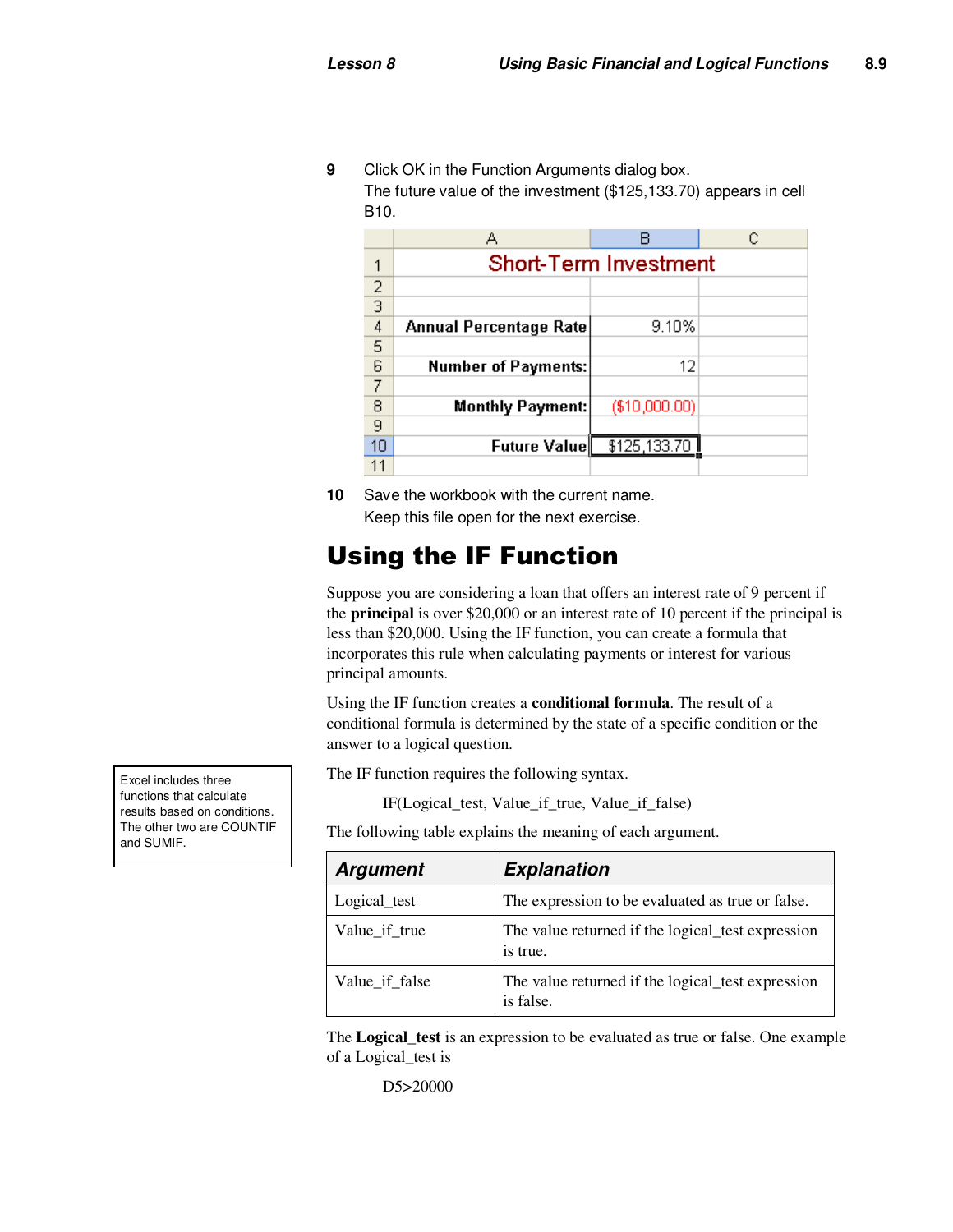**9** Click OK in the Function Arguments dialog box.
The future value of the investment ($125,133.70) appears in cell B10.

| | A | B | C |
|---|---|---|---|
| 1 | Short-Term Investment | | |
| 2 | | | |
| 3 | | | |
| 4 | Annual Percentage Rate | 9.10% | |
| 5 | | | |
| 6 | Number of Payments: | 12 | |
| 7 | | | |
| 8 | Monthly Payment: | ($10,000.00) | |
| 9 | | | |
| 10 | Future Value | $125,133.70 | |
| 11 | | | |

**10** Save the workbook with the current name.
Keep this file open for the next exercise.

## Using the IF Function

Suppose you are considering a loan that offers an interest rate of 9 percent if the **principal** is over $20,000 or an interest rate of 10 percent if the principal is less than $20,000. Using the IF function, you can create a formula that incorporates this rule when calculating payments or interest for various principal amounts.

Using the IF function creates a **conditional formula**. The result of a conditional formula is determined by the state of a specific condition or the answer to a logical question.

> Excel includes three functions that calculate results based on conditions. The other two are COUNTIF and SUMIF.

The IF function requires the following syntax.

IF(Logical_test, Value_if_true, Value_if_false)

The following table explains the meaning of each argument.

| Argument | Explanation |
|---|---|
| Logical_test | The expression to be evaluated as true or false. |
| Value_if_true | The value returned if the logical_test expression is true. |
| Value_if_false | The value returned if the logical_test expression is false. |

The **Logical_test** is an expression to be evaluated as true or false. One example of a Logical_test is

D5>20000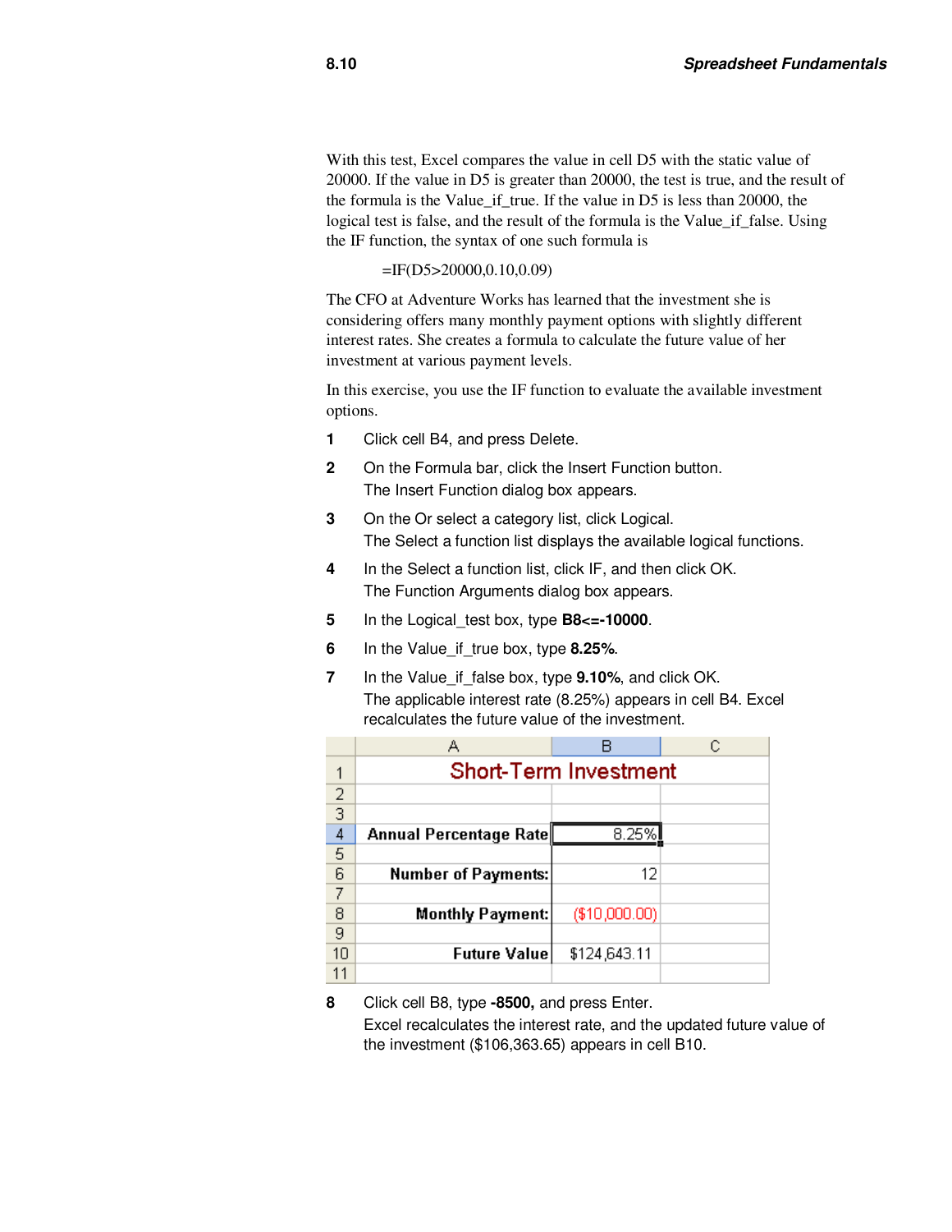With this test, Excel compares the value in cell D5 with the static value of 20000. If the value in D5 is greater than 20000, the test is true, and the result of the formula is the Value_if_true. If the value in D5 is less than 20000, the logical test is false, and the result of the formula is the Value_if_false. Using the IF function, the syntax of one such formula is

=IF(D5>20000,0.10,0.09)

The CFO at Adventure Works has learned that the investment she is considering offers many monthly payment options with slightly different interest rates. She creates a formula to calculate the future value of her investment at various payment levels.

In this exercise, you use the IF function to evaluate the available investment options.

1. Click cell B4, and press Delete.
2. On the Formula bar, click the Insert Function button.
   The Insert Function dialog box appears.
3. On the Or select a category list, click Logical.
   The Select a function list displays the available logical functions.
4. In the Select a function list, click IF, and then click OK.
   The Function Arguments dialog box appears.
5. In the Logical_test box, type **B8<=-10000**.
6. In the Value_if_true box, type **8.25%**.
7. In the Value_if_false box, type **9.10%**, and click OK.
   The applicable interest rate (8.25%) appears in cell B4. Excel recalculates the future value of the investment.

| | A | B | C |
|---|---|---|---|
| 1 | Short-Term Investment | | |
| 2 | | | |
| 3 | | | |
| 4 | Annual Percentage Rate | 8.25% | |
| 5 | | | |
| 6 | Number of Payments: | 12 | |
| 7 | | | |
| 8 | Monthly Payment: | ($10,000.00) | |
| 9 | | | |
| 10 | Future Value | $124,643.11 | |
| 11 | | | |

8. Click cell B8, type **-8500,** and press Enter.
   Excel recalculates the interest rate, and the updated future value of the investment ($106,363.65) appears in cell B10.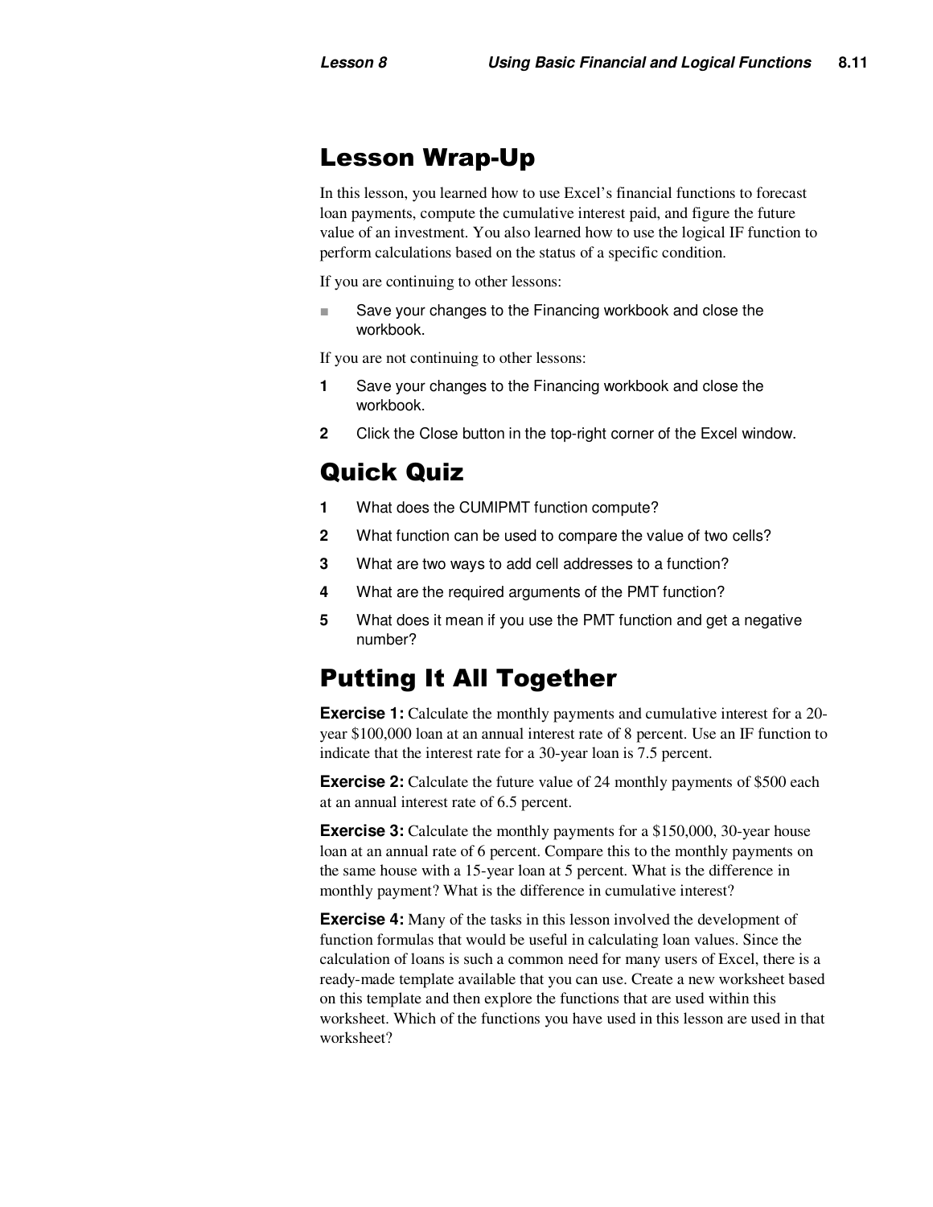## Lesson Wrap-Up

In this lesson, you learned how to use Excel's financial functions to forecast loan payments, compute the cumulative interest paid, and figure the future value of an investment. You also learned how to use the logical IF function to perform calculations based on the status of a specific condition.

If you are continuing to other lessons:

- Save your changes to the Financing workbook and close the workbook.

If you are not continuing to other lessons:

1. Save your changes to the Financing workbook and close the workbook.
2. Click the Close button in the top-right corner of the Excel window.

## Quick Quiz

1. What does the CUMIPMT function compute?
2. What function can be used to compare the value of two cells?
3. What are two ways to add cell addresses to a function?
4. What are the required arguments of the PMT function?
5. What does it mean if you use the PMT function and get a negative number?

## Putting It All Together

**Exercise 1:** Calculate the monthly payments and cumulative interest for a 20-year $100,000 loan at an annual interest rate of 8 percent. Use an IF function to indicate that the interest rate for a 30-year loan is 7.5 percent.

**Exercise 2:** Calculate the future value of 24 monthly payments of $500 each at an annual interest rate of 6.5 percent.

**Exercise 3:** Calculate the monthly payments for a $150,000, 30-year house loan at an annual rate of 6 percent. Compare this to the monthly payments on the same house with a 15-year loan at 5 percent. What is the difference in monthly payment? What is the difference in cumulative interest?

**Exercise 4:** Many of the tasks in this lesson involved the development of function formulas that would be useful in calculating loan values. Since the calculation of loans is such a common need for many users of Excel, there is a ready-made template available that you can use. Create a new worksheet based on this template and then explore the functions that are used within this worksheet. Which of the functions you have used in this lesson are used in that worksheet?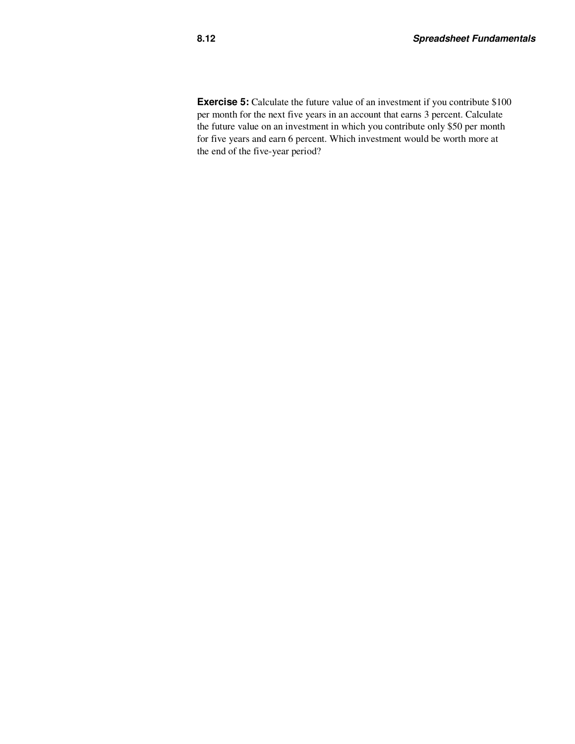**Exercise 5:** Calculate the future value of an investment if you contribute $100 per month for the next five years in an account that earns 3 percent. Calculate the future value on an investment in which you contribute only $50 per month for five years and earn 6 percent. Which investment would be worth more at the end of the five-year period?